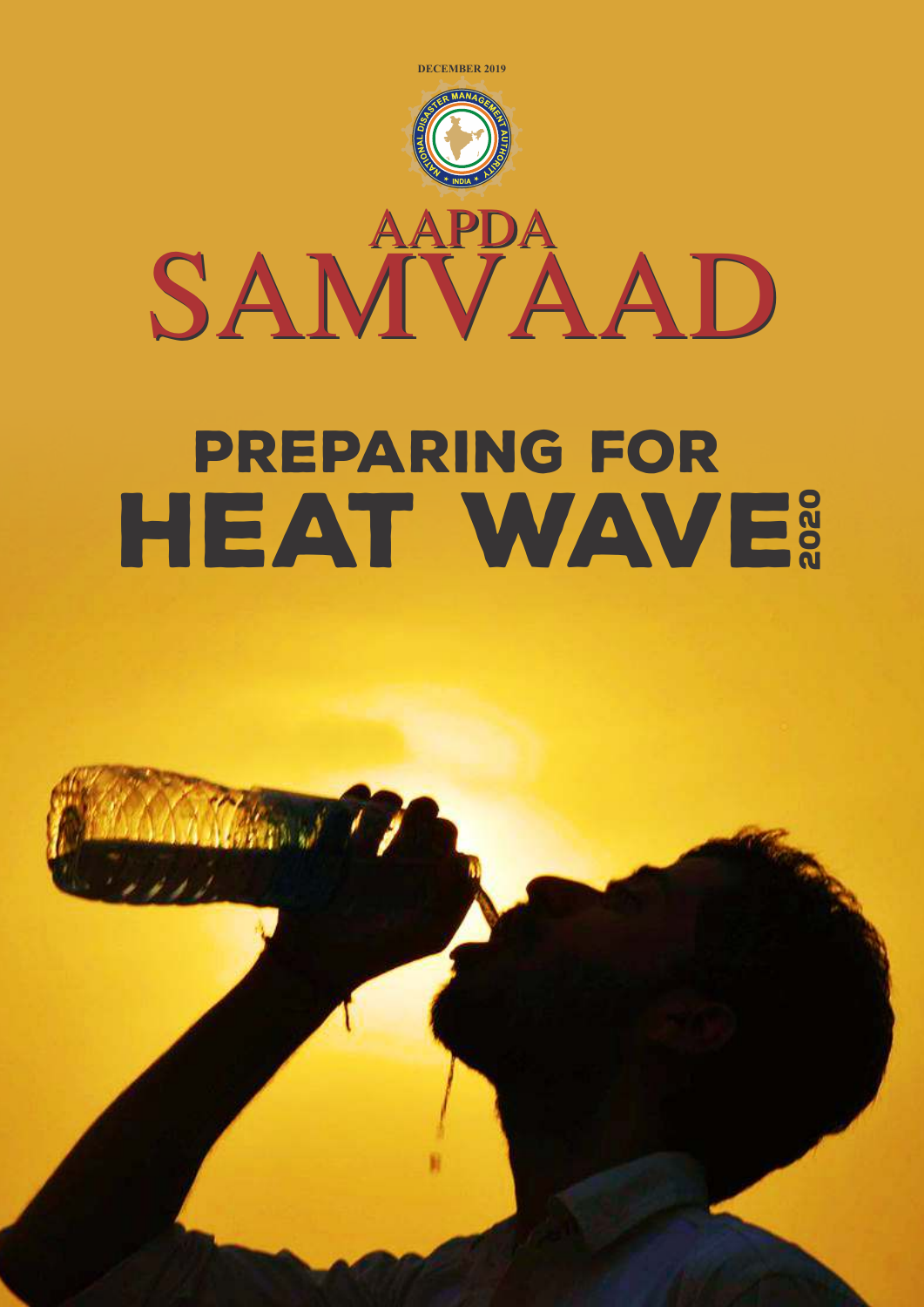DECEMBER 2019

NATIONAL DISASTER MANAGEMENT AUTHORITY ★ INDIA ★

# AAPDA SAMVAAD

## PREPARING FOR HEAT WAVE 2020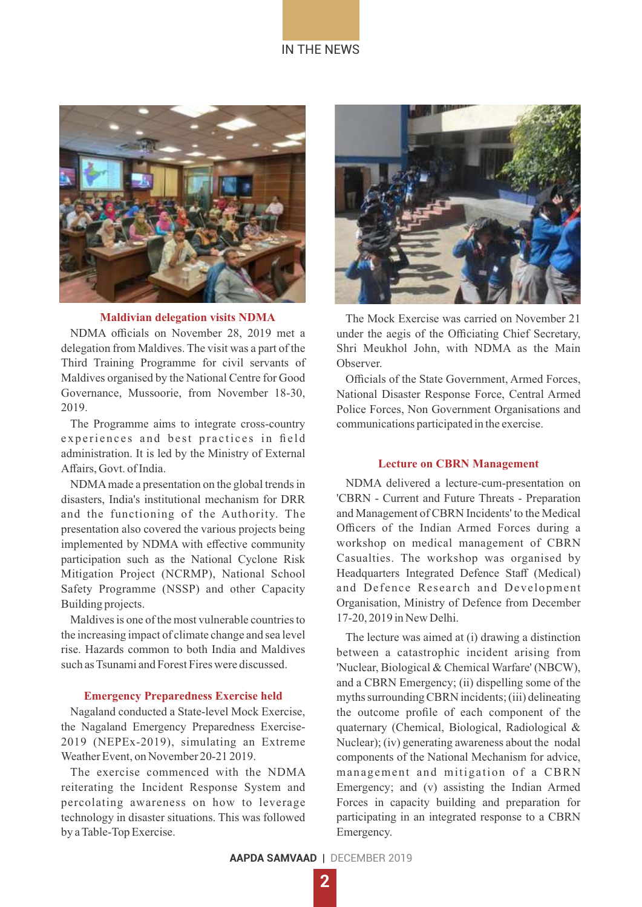## Maldivian delegation visits NDMA

NDMA officials on November 28, 2019 met a delegation from Maldives. The visit was a part of the Third Training Programme for civil servants of Maldives organised by the National Centre for Good Governance, Mussoorie, from November 18-30, 2019.

The Programme aims to integrate cross-country experiences and best practices in field administration. It is led by the Ministry of External Affairs, Govt. of India.

NDMA made a presentation on the global trends in disasters, India's institutional mechanism for DRR and the functioning of the Authority. The presentation also covered the various projects being implemented by NDMA with effective community participation such as the National Cyclone Risk Mitigation Project (NCRMP), National School Safety Programme (NSSP) and other Capacity Building projects.

Maldives is one of the most vulnerable countries to the increasing impact of climate change and sea level rise. Hazards common to both India and Maldives such as Tsunami and Forest Fires were discussed.

## Emergency Preparedness Exercise held

Nagaland conducted a State-level Mock Exercise, the Nagaland Emergency Preparedness Exercise-2019 (NEPEx-2019), simulating an Extreme Weather Event, on November 20-21 2019.

The exercise commenced with the NDMA reiterating the Incident Response System and percolating awareness on how to leverage technology in disaster situations. This was followed by a Table-Top Exercise.

The Mock Exercise was carried on November 21 under the aegis of the Officiating Chief Secretary, Shri Meukhol John, with NDMA as the Main Observer.

Officials of the State Government, Armed Forces, National Disaster Response Force, Central Armed Police Forces, Non Government Organisations and communications participated in the exercise.

## Lecture on CBRN Management

NDMA delivered a lecture-cum-presentation on 'CBRN - Current and Future Threats - Preparation and Management of CBRN Incidents' to the Medical Officers of the Indian Armed Forces during a workshop on medical management of CBRN Casualties. The workshop was organised by Headquarters Integrated Defence Staff (Medical) and Defence Research and Development Organisation, Ministry of Defence from December 17-20, 2019 in New Delhi.

The lecture was aimed at (i) drawing a distinction between a catastrophic incident arising from 'Nuclear, Biological & Chemical Warfare' (NBCW), and a CBRN Emergency; (ii) dispelling some of the myths surrounding CBRN incidents; (iii) delineating the outcome profile of each component of the quaternary (Chemical, Biological, Radiological & Nuclear); (iv) generating awareness about the nodal components of the National Mechanism for advice, management and mitigation of a CBRN Emergency; and (v) assisting the Indian Armed Forces in capacity building and preparation for participating in an integrated response to a CBRN Emergency.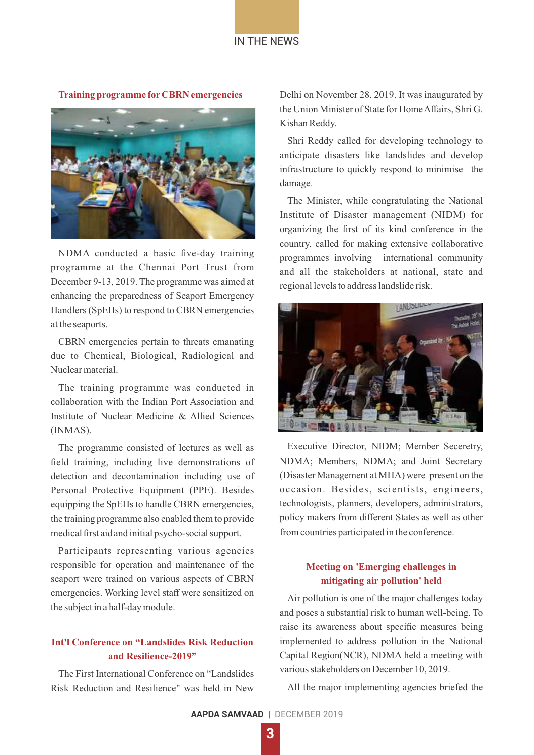## Training programme for CBRN emergencies

NDMA conducted a basic five-day training programme at the Chennai Port Trust from December 9-13, 2019. The programme was aimed at enhancing the preparedness of Seaport Emergency Handlers (SpEHs) to respond to CBRN emergencies at the seaports.

CBRN emergencies pertain to threats emanating due to Chemical, Biological, Radiological and Nuclear material.

The training programme was conducted in collaboration with the Indian Port Association and Institute of Nuclear Medicine & Allied Sciences (INMAS).

The programme consisted of lectures as well as field training, including live demonstrations of detection and decontamination including use of Personal Protective Equipment (PPE). Besides equipping the SpEHs to handle CBRN emergencies, the training programme also enabled them to provide medical first aid and initial psycho-social support.

Participants representing various agencies responsible for operation and maintenance of the seaport were trained on various aspects of CBRN emergencies. Working level staff were sensitized on the subject in a half-day module.

## Int'l Conference on "Landslides Risk Reduction and Resilience-2019"

The First International Conference on "Landslides Risk Reduction and Resilience" was held in New Delhi on November 28, 2019. It was inaugurated by the Union Minister of State for Home Affairs, Shri G. Kishan Reddy.

Shri Reddy called for developing technology to anticipate disasters like landslides and develop infrastructure to quickly respond to minimise the damage.

The Minister, while congratulating the National Institute of Disaster management (NIDM) for organizing the first of its kind conference in the country, called for making extensive collaborative programmes involving international community and all the stakeholders at national, state and regional levels to address landslide risk.

Executive Director, NIDM; Member Seceretry, NDMA; Members, NDMA; and Joint Secretary (Disaster Management at MHA) were present on the occasion. Besides, scientists, engineers, technologists, planners, developers, administrators, policy makers from different States as well as other from countries participated in the conference.

## Meeting on 'Emerging challenges in mitigating air pollution' held

Air pollution is one of the major challenges today and poses a substantial risk to human well-being. To raise its awareness about specific measures being implemented to address pollution in the National Capital Region(NCR), NDMA held a meeting with various stakeholders on December 10, 2019.

All the major implementing agencies briefed the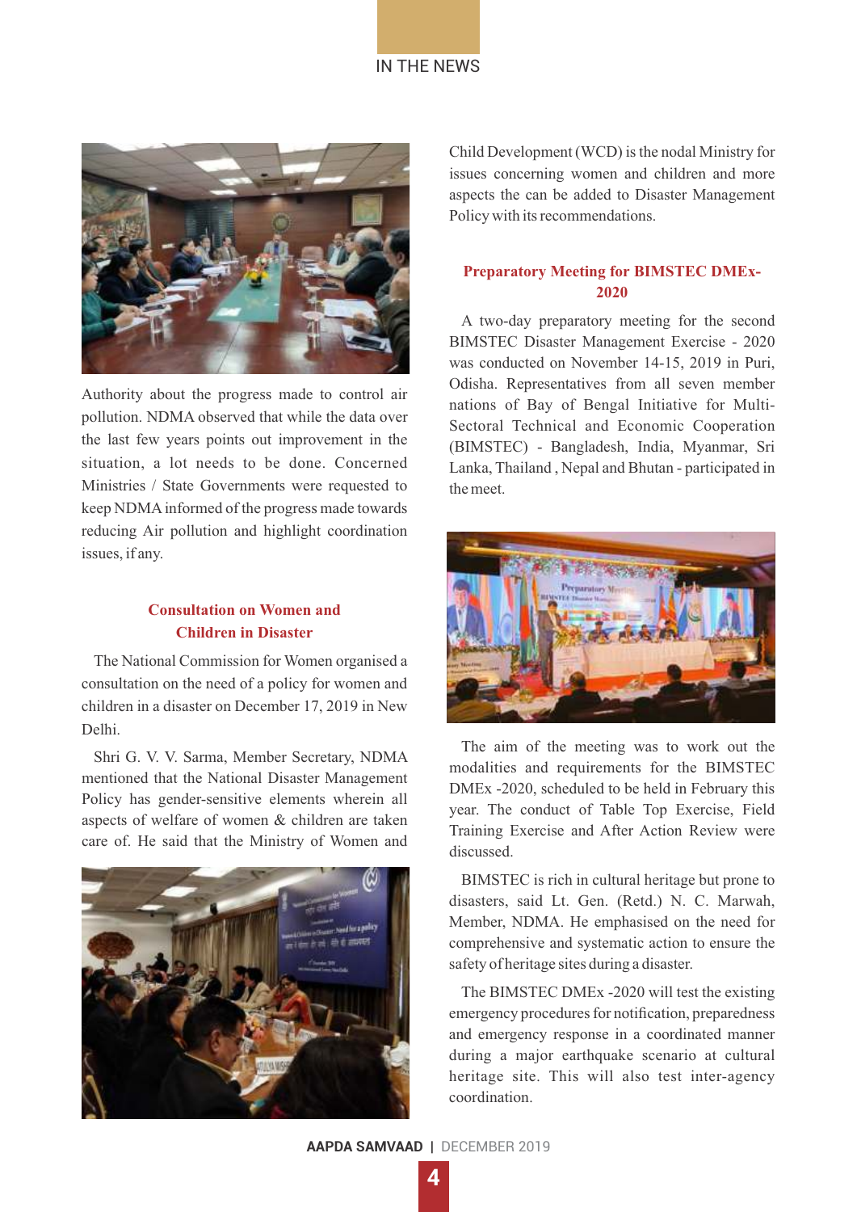Authority about the progress made to control air pollution. NDMA observed that while the data over the last few years points out improvement in the situation, a lot needs to be done. Concerned Ministries / State Governments were requested to keep NDMA informed of the progress made towards reducing Air pollution and highlight coordination issues, if any.

### Consultation on Women and Children in Disaster

The National Commission for Women organised a consultation on the need of a policy for women and children in a disaster on December 17, 2019 in New Delhi.

Shri G. V. V. Sarma, Member Secretary, NDMA mentioned that the National Disaster Management Policy has gender-sensitive elements wherein all aspects of welfare of women & children are taken care of. He said that the Ministry of Women and Child Development (WCD) is the nodal Ministry for issues concerning women and children and more aspects the can be added to Disaster Management Policy with its recommendations.

### Preparatory Meeting for BIMSTEC DMEx-2020

A two-day preparatory meeting for the second BIMSTEC Disaster Management Exercise - 2020 was conducted on November 14-15, 2019 in Puri, Odisha. Representatives from all seven member nations of Bay of Bengal Initiative for Multi-Sectoral Technical and Economic Cooperation (BIMSTEC) - Bangladesh, India, Myanmar, Sri Lanka, Thailand , Nepal and Bhutan - participated in the meet.

The aim of the meeting was to work out the modalities and requirements for the BIMSTEC DMEx -2020, scheduled to be held in February this year. The conduct of Table Top Exercise, Field Training Exercise and After Action Review were discussed.

BIMSTEC is rich in cultural heritage but prone to disasters, said Lt. Gen. (Retd.) N. C. Marwah, Member, NDMA. He emphasised on the need for comprehensive and systematic action to ensure the safety of heritage sites during a disaster.

The BIMSTEC DMEx -2020 will test the existing emergency procedures for notification, preparedness and emergency response in a coordinated manner during a major earthquake scenario at cultural heritage site. This will also test inter-agency coordination.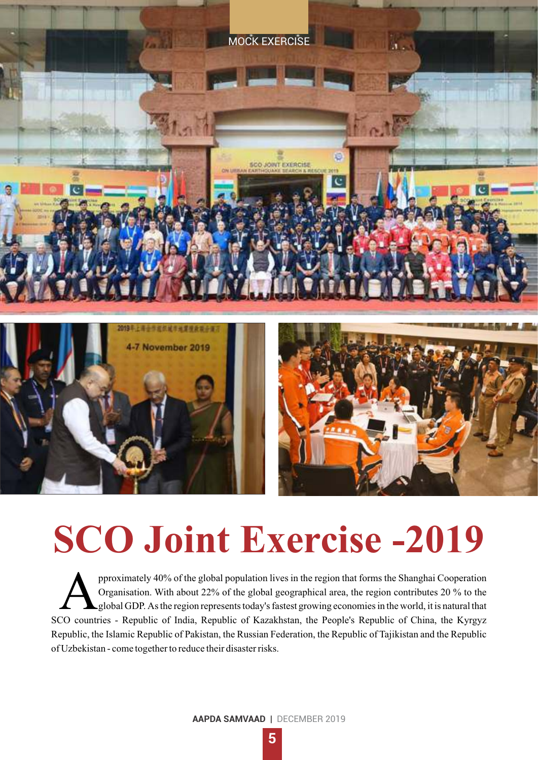MOCK EXERCISE

# SCO Joint Exercise -2019

Approximately 40% of the global population lives in the region that forms the Shanghai Cooperation Organisation. With about 22% of the global geographical area, the region contributes 20 % to the global GDP. As the region represents today's fastest growing economies in the world, it is natural that SCO countries - Republic of India, Republic of Kazakhstan, the People's Republic of China, the Kyrgyz Republic, the Islamic Republic of Pakistan, the Russian Federation, the Republic of Tajikistan and the Republic of Uzbekistan - come together to reduce their disaster risks.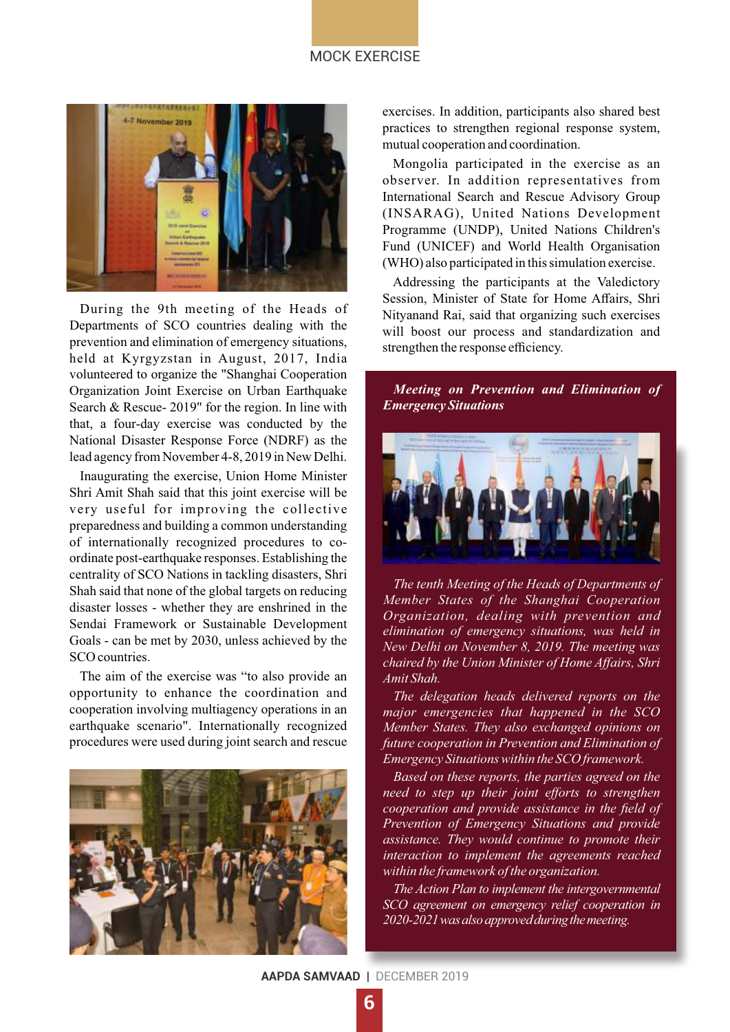# MOCK EXERCISE

During the 9th meeting of the Heads of Departments of SCO countries dealing with the prevention and elimination of emergency situations, held at Kyrgyzstan in August, 2017, India volunteered to organize the "Shanghai Cooperation Organization Joint Exercise on Urban Earthquake Search & Rescue- 2019" for the region. In line with that, a four-day exercise was conducted by the National Disaster Response Force (NDRF) as the lead agency from November 4-8, 2019 in New Delhi.

Inaugurating the exercise, Union Home Minister Shri Amit Shah said that this joint exercise will be very useful for improving the collective preparedness and building a common understanding of internationally recognized procedures to co-ordinate post-earthquake responses. Establishing the centrality of SCO Nations in tackling disasters, Shri Shah said that none of the global targets on reducing disaster losses - whether they are enshrined in the Sendai Framework or Sustainable Development Goals - can be met by 2030, unless achieved by the SCO countries.

The aim of the exercise was "to also provide an opportunity to enhance the coordination and cooperation involving multiagency operations in an earthquake scenario". Internationally recognized procedures were used during joint search and rescue exercises. In addition, participants also shared best practices to strengthen regional response system, mutual cooperation and coordination.

Mongolia participated in the exercise as an observer. In addition representatives from International Search and Rescue Advisory Group (INSARAG), United Nations Development Programme (UNDP), United Nations Children's Fund (UNICEF) and World Health Organisation (WHO) also participated in this simulation exercise.

Addressing the participants at the Valedictory Session, Minister of State for Home Affairs, Shri Nityanand Rai, said that organizing such exercises will boost our process and standardization and strengthen the response efficiency.

***Meeting on Prevention and Elimination of Emergency Situations***

*The tenth Meeting of the Heads of Departments of Member States of the Shanghai Cooperation Organization, dealing with prevention and elimination of emergency situations, was held in New Delhi on November 8, 2019. The meeting was chaired by the Union Minister of Home Affairs, Shri Amit Shah.*

*The delegation heads delivered reports on the major emergencies that happened in the SCO Member States. They also exchanged opinions on future cooperation in Prevention and Elimination of Emergency Situations within the SCO framework.*

*Based on these reports, the parties agreed on the need to step up their joint efforts to strengthen cooperation and provide assistance in the field of Prevention of Emergency Situations and provide assistance. They would continue to promote their interaction to implement the agreements reached within the framework of the organization.*

*The Action Plan to implement the intergovernmental SCO agreement on emergency relief cooperation in 2020-2021 was also approved during the meeting.*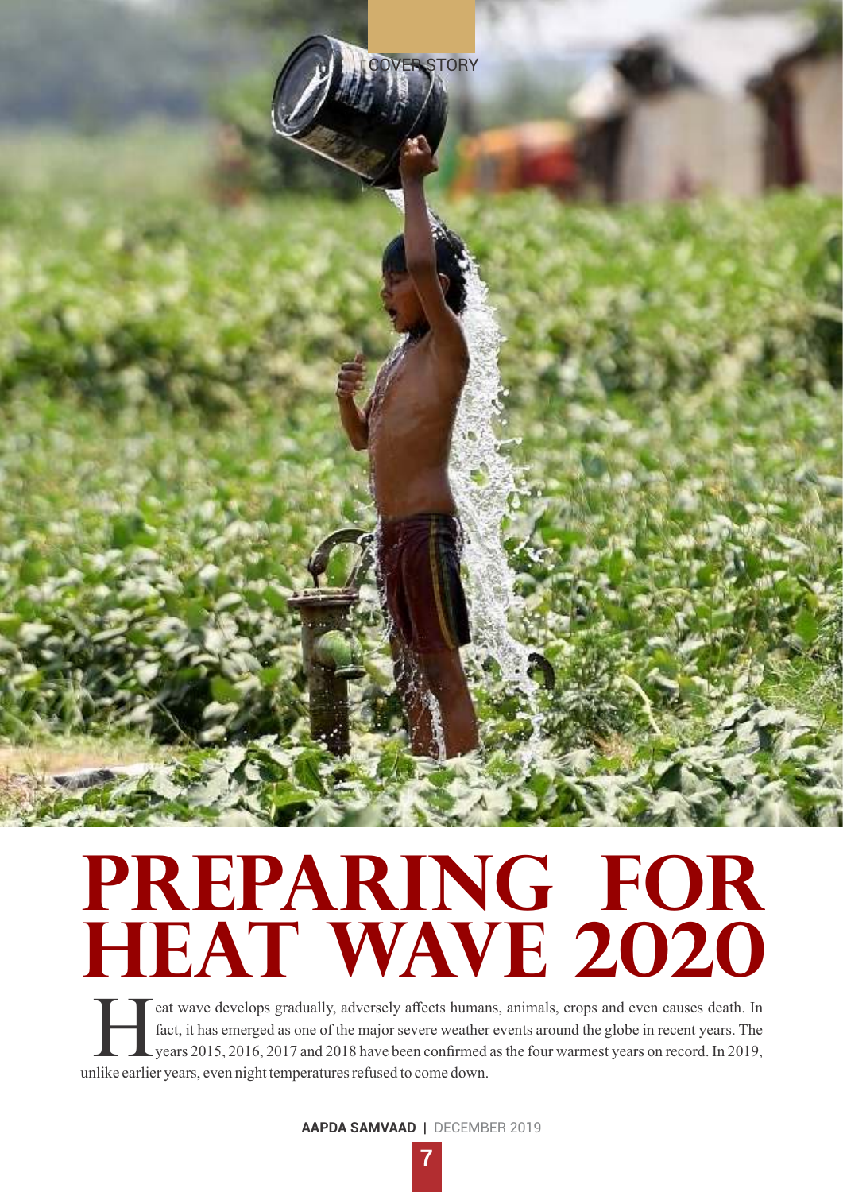COVER STORY

# PREPARING FOR HEAT WAVE 2020

Heat wave develops gradually, adversely affects humans, animals, crops and even causes death. In fact, it has emerged as one of the major severe weather events around the globe in recent years. The years 2015, 2016, 2017 and 2018 have been confirmed as the four warmest years on record. In 2019, unlike earlier years, even night temperatures refused to come down.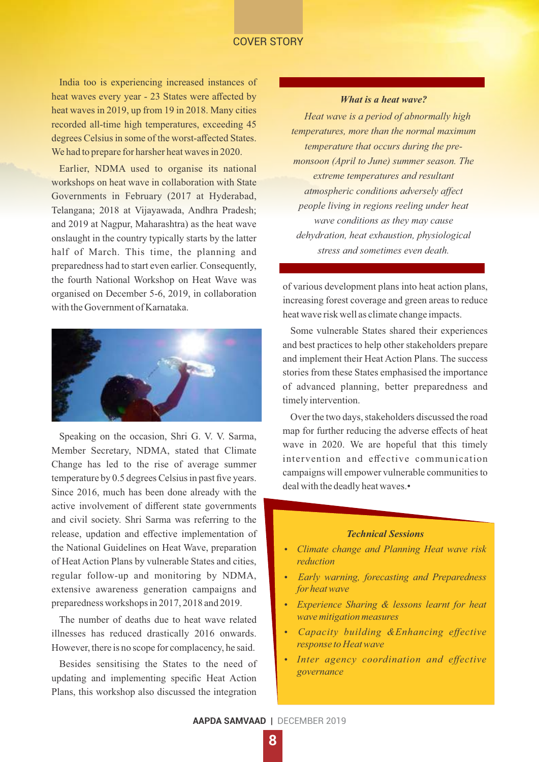India too is experiencing increased instances of heat waves every year - 23 States were affected by heat waves in 2019, up from 19 in 2018. Many cities recorded all-time high temperatures, exceeding 45 degrees Celsius in some of the worst-affected States. We had to prepare for harsher heat waves in 2020.

Earlier, NDMA used to organise its national workshops on heat wave in collaboration with State Governments in February (2017 at Hyderabad, Telangana; 2018 at Vijayawada, Andhra Pradesh; and 2019 at Nagpur, Maharashtra) as the heat wave onslaught in the country typically starts by the latter half of March. This time, the planning and preparedness had to start even earlier. Consequently, the fourth National Workshop on Heat Wave was organised on December 5-6, 2019, in collaboration with the Government of Karnataka.

Speaking on the occasion, Shri G. V. V. Sarma, Member Secretary, NDMA, stated that Climate Change has led to the rise of average summer temperature by 0.5 degrees Celsius in past five years. Since 2016, much has been done already with the active involvement of different state governments and civil society. Shri Sarma was referring to the release, updation and effective implementation of the National Guidelines on Heat Wave, preparation of Heat Action Plans by vulnerable States and cities, regular follow-up and monitoring by NDMA, extensive awareness generation campaigns and preparedness workshops in 2017, 2018 and 2019.

The number of deaths due to heat wave related illnesses has reduced drastically 2016 onwards. However, there is no scope for complacency, he said.

Besides sensitising the States to the need of updating and implementing specific Heat Action Plans, this workshop also discussed the integration of various development plans into heat action plans, increasing forest coverage and green areas to reduce heat wave risk well as climate change impacts.

> ***What is a heat wave?***
>
> *Heat wave is a period of abnormally high temperatures, more than the normal maximum temperature that occurs during the pre-monsoon (April to June) summer season. The extreme temperatures and resultant atmospheric conditions adversely affect people living in regions reeling under heat wave conditions as they may cause dehydration, heat exhaustion, physiological stress and sometimes even death.*

Some vulnerable States shared their experiences and best practices to help other stakeholders prepare and implement their Heat Action Plans. The success stories from these States emphasised the importance of advanced planning, better preparedness and timely intervention.

Over the two days, stakeholders discussed the road map for further reducing the adverse effects of heat wave in 2020. We are hopeful that this timely intervention and effective communication campaigns will empower vulnerable communities to deal with the deadly heat waves.•

***Technical Sessions***

- *Climate change and Planning Heat wave risk reduction*
- *Early warning, forecasting and Preparedness for heat wave*
- *Experience Sharing & lessons learnt for heat wave mitigation measures*
- *Capacity building &Enhancing effective response to Heat wave*
- *Inter agency coordination and effective governance*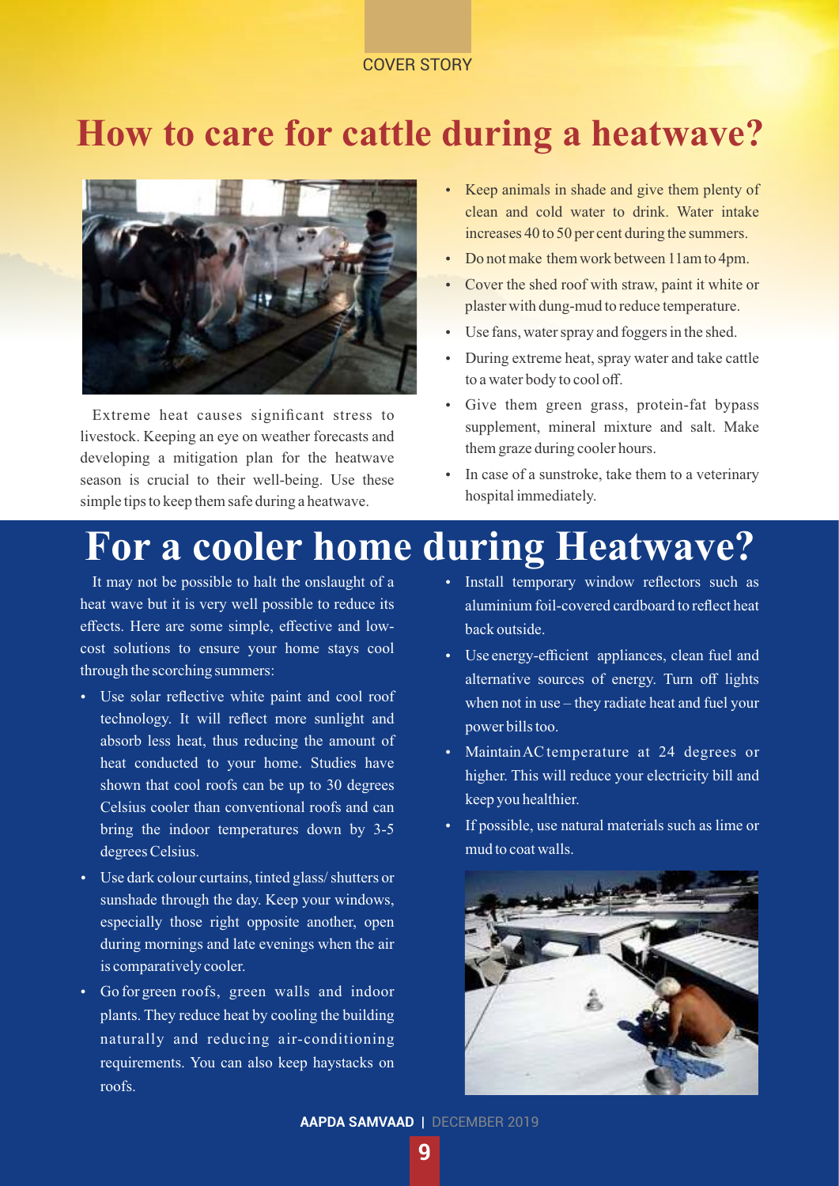COVER STORY

# How to care for cattle during a heatwave?

Extreme heat causes significant stress to livestock. Keeping an eye on weather forecasts and developing a mitigation plan for the heatwave season is crucial to their well-being. Use these simple tips to keep them safe during a heatwave.

- Keep animals in shade and give them plenty of clean and cold water to drink. Water intake increases 40 to 50 per cent during the summers.
- Do not make them work between 11am to 4pm.
- Cover the shed roof with straw, paint it white or plaster with dung-mud to reduce temperature.
- Use fans, water spray and foggers in the shed.
- During extreme heat, spray water and take cattle to a water body to cool off.
- Give them green grass, protein-fat bypass supplement, mineral mixture and salt. Make them graze during cooler hours.
- In case of a sunstroke, take them to a veterinary hospital immediately.

# For a cooler home during Heatwave?

It may not be possible to halt the onslaught of a heat wave but it is very well possible to reduce its effects. Here are some simple, effective and low-cost solutions to ensure your home stays cool through the scorching summers:

- Use solar reflective white paint and cool roof technology. It will reflect more sunlight and absorb less heat, thus reducing the amount of heat conducted to your home. Studies have shown that cool roofs can be up to 30 degrees Celsius cooler than conventional roofs and can bring the indoor temperatures down by 3-5 degrees Celsius.
- Use dark colour curtains, tinted glass/ shutters or sunshade through the day. Keep your windows, especially those right opposite another, open during mornings and late evenings when the air is comparatively cooler.
- Go for green roofs, green walls and indoor plants. They reduce heat by cooling the building naturally and reducing air-conditioning requirements. You can also keep haystacks on roofs.
- Install temporary window reflectors such as aluminium foil-covered cardboard to reflect heat back outside.
- Use energy-efficient appliances, clean fuel and alternative sources of energy. Turn off lights when not in use – they radiate heat and fuel your power bills too.
- Maintain AC temperature at 24 degrees or higher. This will reduce your electricity bill and keep you healthier.
- If possible, use natural materials such as lime or mud to coat walls.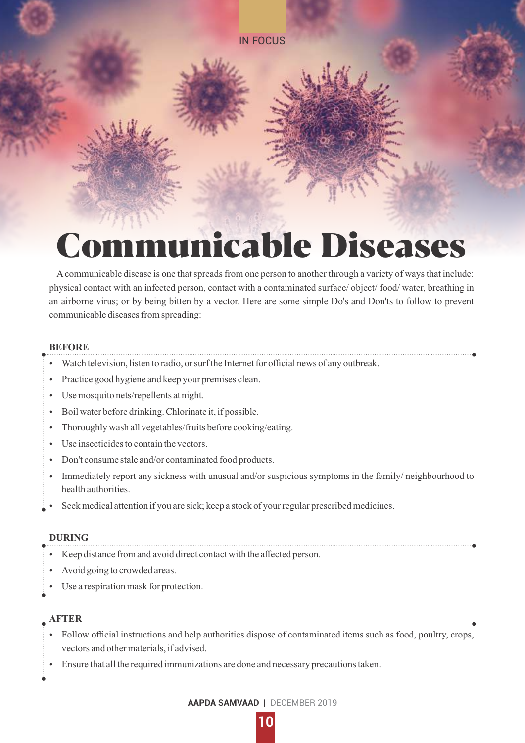IN FOCUS

# Communicable Diseases

A communicable disease is one that spreads from one person to another through a variety of ways that include: physical contact with an infected person, contact with a contaminated surface/ object/ food/ water, breathing in an airborne virus; or by being bitten by a vector. Here are some simple Do's and Don'ts to follow to prevent communicable diseases from spreading:

## BEFORE

- Watch television, listen to radio, or surf the Internet for official news of any outbreak.
- Practice good hygiene and keep your premises clean.
- Use mosquito nets/repellents at night.
- Boil water before drinking. Chlorinate it, if possible.
- Thoroughly wash all vegetables/fruits before cooking/eating.
- Use insecticides to contain the vectors.
- Don't consume stale and/or contaminated food products.
- Immediately report any sickness with unusual and/or suspicious symptoms in the family/ neighbourhood to health authorities.
- Seek medical attention if you are sick; keep a stock of your regular prescribed medicines.

## DURING

- Keep distance from and avoid direct contact with the affected person.
- Avoid going to crowded areas.
- Use a respiration mask for protection.

## AFTER

- Follow official instructions and help authorities dispose of contaminated items such as food, poultry, crops, vectors and other materials, if advised.
- Ensure that all the required immunizations are done and necessary precautions taken.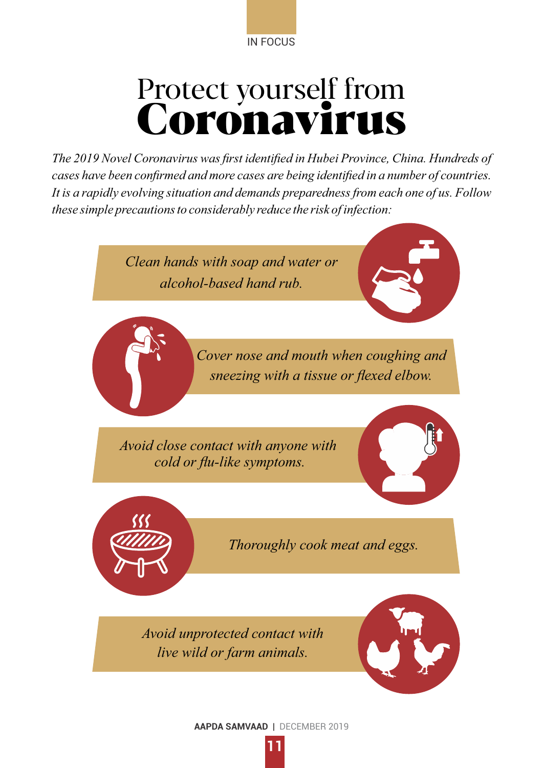IN FOCUS

# Protect yourself from **Coronavirus**

*The 2019 Novel Coronavirus was first identified in Hubei Province, China. Hundreds of cases have been confirmed and more cases are being identified in a number of countries. It is a rapidly evolving situation and demands preparedness from each one of us. Follow these simple precautions to considerably reduce the risk of infection:*

- *Clean hands with soap and water or alcohol-based hand rub.*
- *Cover nose and mouth when coughing and sneezing with a tissue or flexed elbow.*
- *Avoid close contact with anyone with cold or flu-like symptoms.*
- *Thoroughly cook meat and eggs.*
- *Avoid unprotected contact with live wild or farm animals.*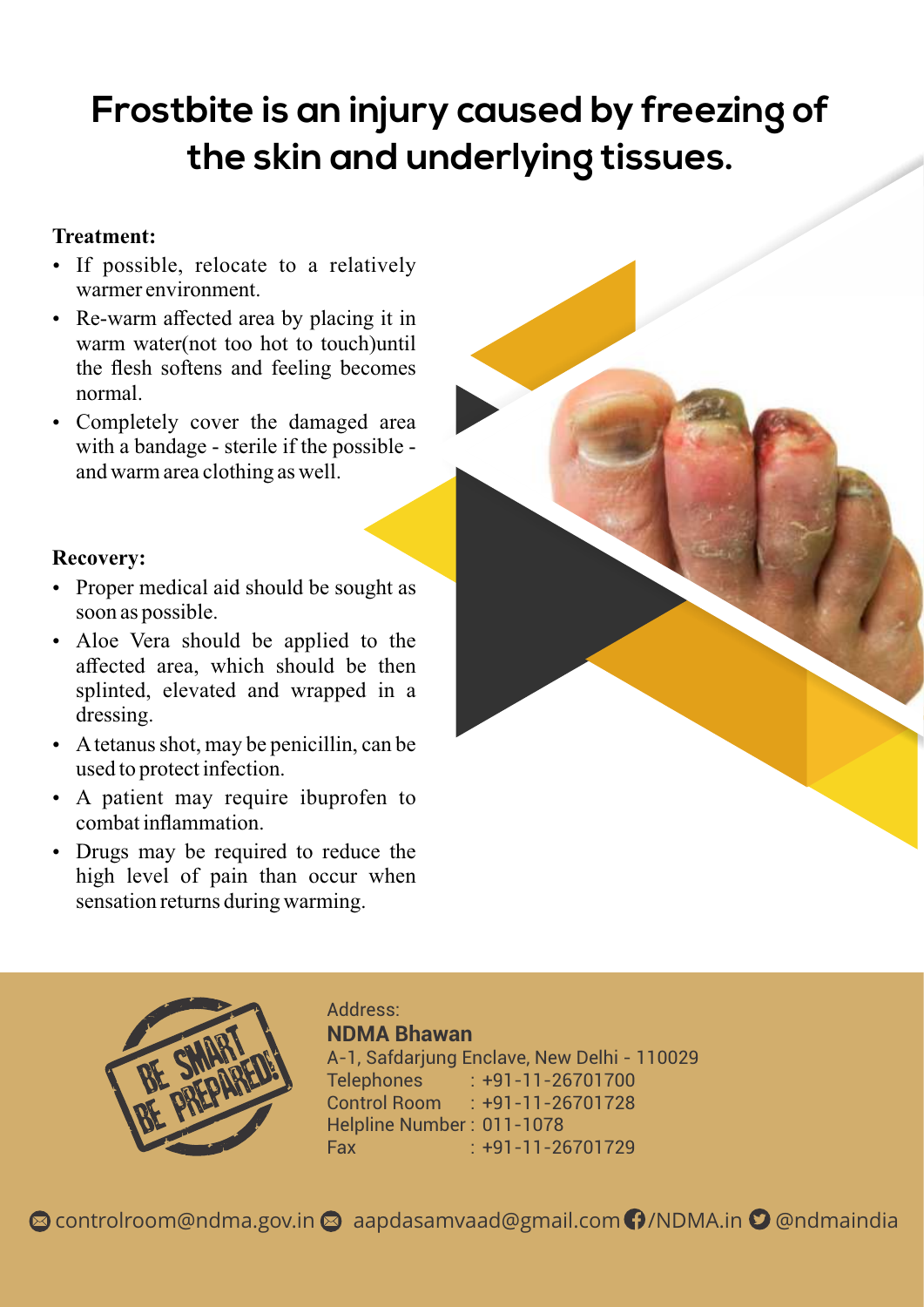# Frostbite is an injury caused by freezing of the skin and underlying tissues.

**Treatment:**

- If possible, relocate to a relatively warmer environment.
- Re-warm affected area by placing it in warm water(not too hot to touch)until the flesh softens and feeling becomes normal.
- Completely cover the damaged area with a bandage - sterile if the possible - and warm area clothing as well.

**Recovery:**

- Proper medical aid should be sought as soon as possible.
- Aloe Vera should be applied to the affected area, which should be then splinted, elevated and wrapped in a dressing.
- A tetanus shot, may be penicillin, can be used to protect infection.
- A patient may require ibuprofen to combat inflammation.
- Drugs may be required to reduce the high level of pain than occur when sensation returns during warming.

BE SMART BE PREPARED!

Address:
**NDMA Bhawan**
A-1, Safdarjung Enclave, New Delhi - 110029
Telephones : +91-11-26701700
Control Room : +91-11-26701728
Helpline Number : 011-1078
Fax : +91-11-26701729

controlroom@ndma.gov.in aapdasamvaad@gmail.com /NDMA.in @ndmaindia